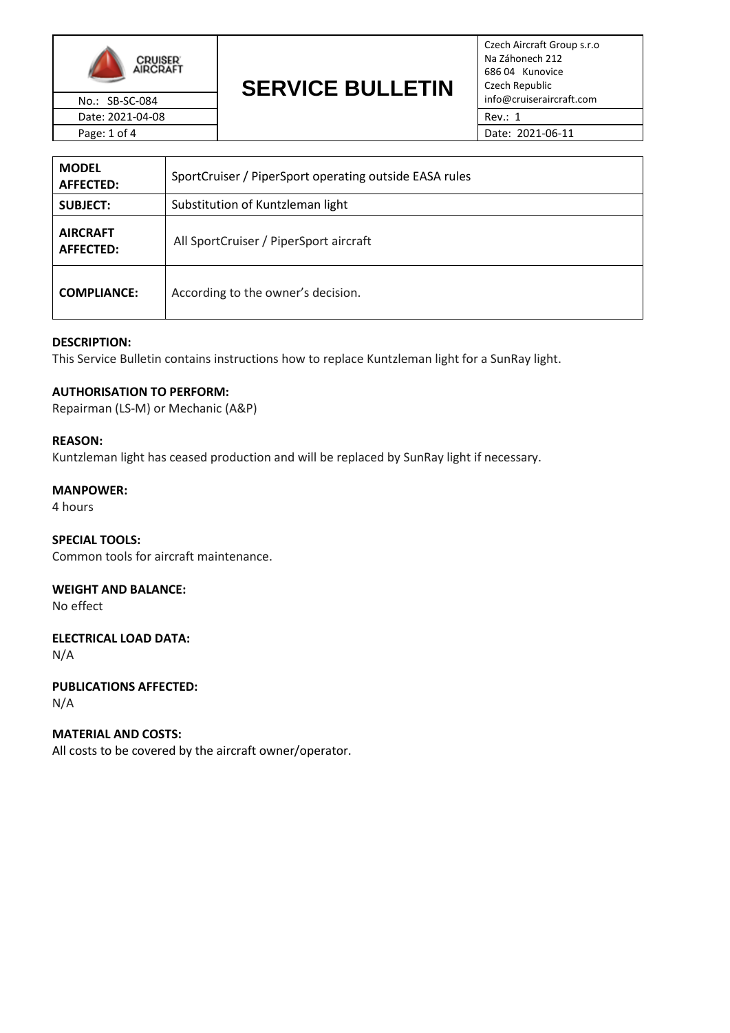| | SERVICE BULLETIN | Czech Aircraft Group s.r.o<br>Na Záhonech 212<br>686 04 Kunovice<br>Czech Republic<br>info@cruiseraircraft.com |
|---|---|---|
| No.: SB-SC-084 | | |
| Date: 2021-04-08 | | Rev.: 1 |
| | | Date: 2021-06-11 |

| | |
|---|---|
| **MODEL AFFECTED:** | SportCruiser / PiperSport operating outside EASA rules |
| **SUBJECT:** | Substitution of Kuntzleman light |
| **AIRCRAFT AFFECTED:** | All SportCruiser / PiperSport aircraft |
| **COMPLIANCE:** | According to the owner's decision. |

**DESCRIPTION:**
This Service Bulletin contains instructions how to replace Kuntzleman light for a SunRay light.

**AUTHORISATION TO PERFORM:**
Repairman (LS-M) or Mechanic (A&P)

**REASON:**
Kuntzleman light has ceased production and will be replaced by SunRay light if necessary.

**MANPOWER:**
4 hours

**SPECIAL TOOLS:**
Common tools for aircraft maintenance.

**WEIGHT AND BALANCE:**
No effect

**ELECTRICAL LOAD DATA:**
N/A

**PUBLICATIONS AFFECTED:**
N/A

**MATERIAL AND COSTS:**
All costs to be covered by the aircraft owner/operator.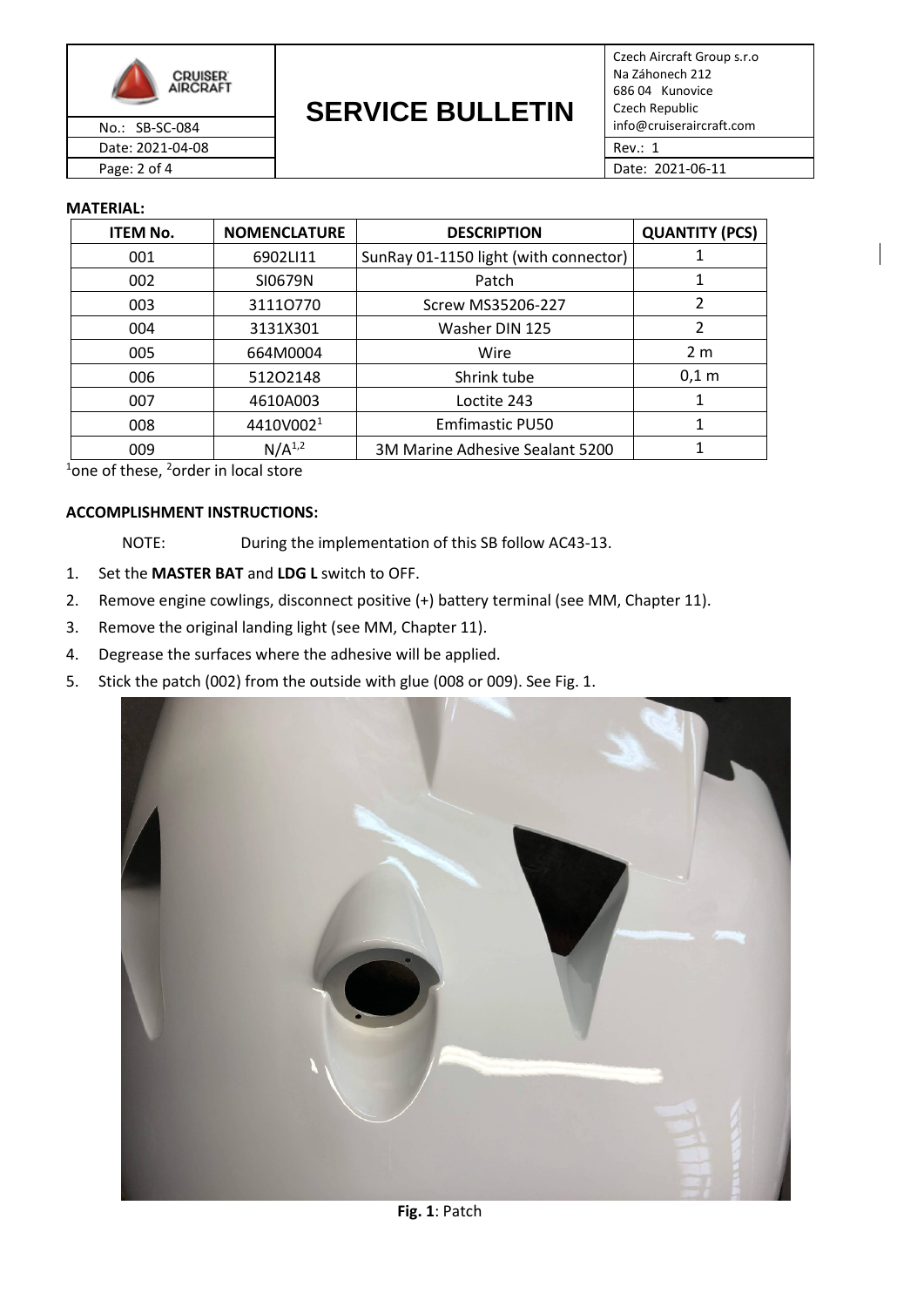**MATERIAL:**

| ITEM No. | NOMENCLATURE | DESCRIPTION | QUANTITY (PCS) |
|---|---|---|---|
| 001 | 6902LI11 | SunRay 01-1150 light (with connector) | 1 |
| 002 | SI0679N | Patch | 1 |
| 003 | 3111O770 | Screw MS35206-227 | 2 |
| 004 | 3131X301 | Washer DIN 125 | 2 |
| 005 | 664M0004 | Wire | 2 m |
| 006 | 512O2148 | Shrink tube | 0,1 m |
| 007 | 4610A003 | Loctite 243 | 1 |
| 008 | 4410V002[1] | Emfimastic PU50 | 1 |
| 009 | N/A[1,2] | 3M Marine Adhesive Sealant 5200 | 1 |

[1]one of these, [2]order in local store

**ACCOMPLISHMENT INSTRUCTIONS:**

NOTE: During the implementation of this SB follow AC43-13.

1. Set the **MASTER BAT** and **LDG L** switch to OFF.
2. Remove engine cowlings, disconnect positive (+) battery terminal (see MM, Chapter 11).
3. Remove the original landing light (see MM, Chapter 11).
4. Degrease the surfaces where the adhesive will be applied.
5. Stick the patch (002) from the outside with glue (008 or 009). See Fig. 1.

**Fig. 1**: Patch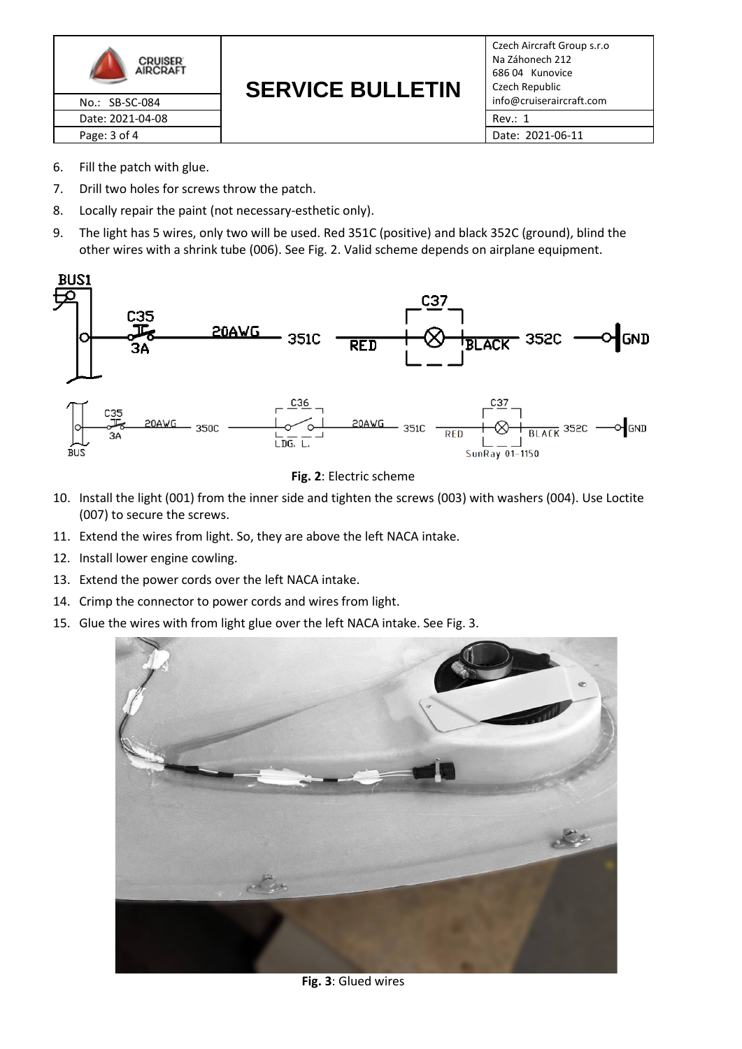6. Fill the patch with glue.
7. Drill two holes for screws throw the patch.
8. Locally repair the paint (not necessary-esthetic only).
9. The light has 5 wires, only two will be used. Red 351C (positive) and black 352C (ground), blind the other wires with a shrink tube (006). See Fig. 2. Valid scheme depends on airplane equipment.

**Fig. 2**: Electric scheme

10. Install the light (001) from the inner side and tighten the screws (003) with washers (004). Use Loctite (007) to secure the screws.
11. Extend the wires from light. So, they are above the left NACA intake.
12. Install lower engine cowling.
13. Extend the power cords over the left NACA intake.
14. Crimp the connector to power cords and wires from light.
15. Glue the wires with from light glue over the left NACA intake. See Fig. 3.

**Fig. 3**: Glued wires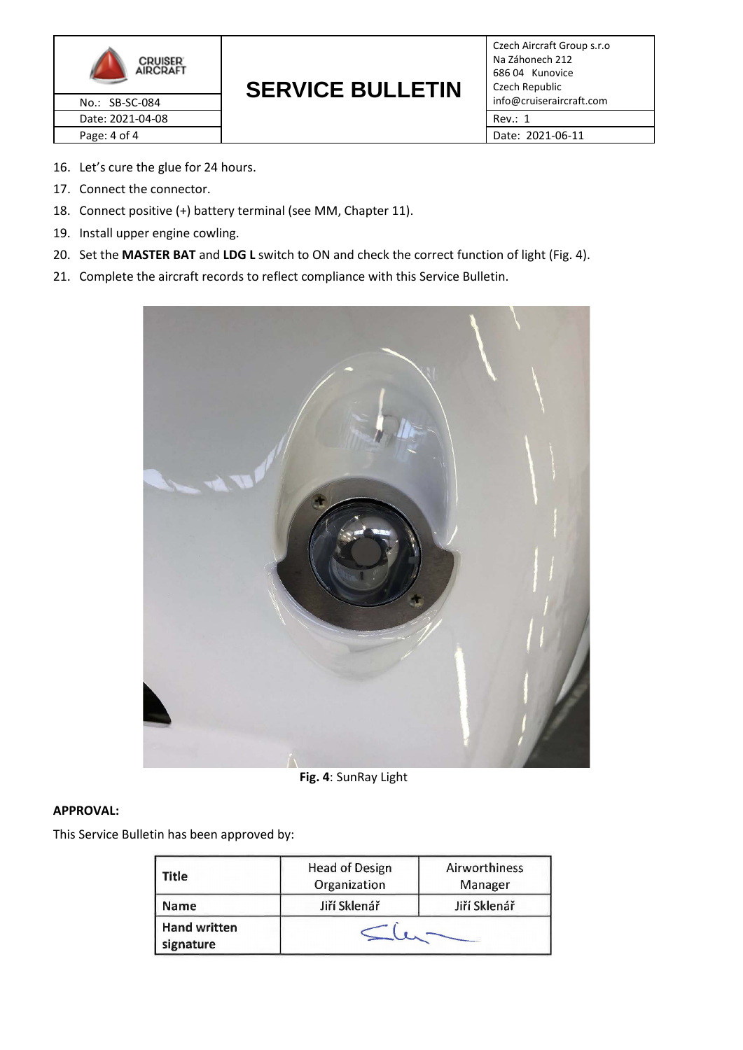16. Let's cure the glue for 24 hours.
17. Connect the connector.
18. Connect positive (+) battery terminal (see MM, Chapter 11).
19. Install upper engine cowling.
20. Set the **MASTER BAT** and **LDG L** switch to ON and check the correct function of light (Fig. 4).
21. Complete the aircraft records to reflect compliance with this Service Bulletin.

**Fig. 4**: SunRay Light

**APPROVAL:**

This Service Bulletin has been approved by:

| | | |
|---|---|---|
| **Title** | Head of Design Organization | Airworthiness Manager |
| **Name** | Jiří Sklenář | Jiří Sklenář |
| **Hand written signature** | | |